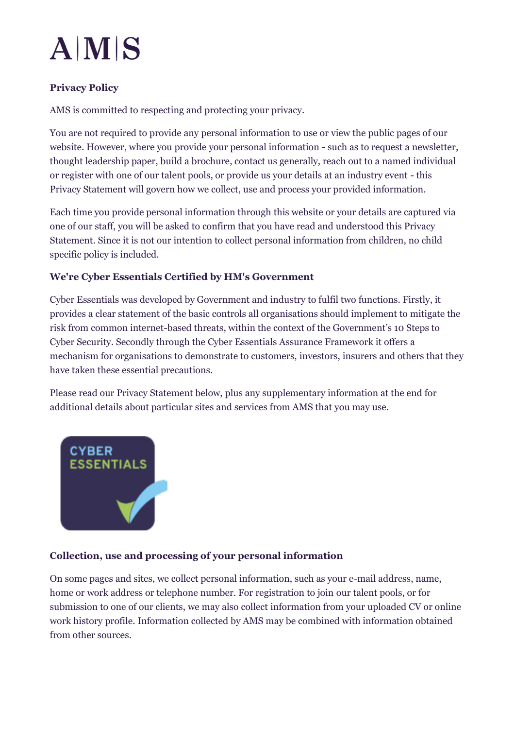# A|M|S

**Privacy Policy**

AMS is committed to respecting and protecting your privacy.

You are not required to provide any personal information to use or view the public pages of our website. However, where you provide your personal information - such as to request a newsletter, thought leadership paper, build a brochure, contact us generally, reach out to a named individual or register with one of our talent pools, or provide us your details at an industry event - this Privacy Statement will govern how we collect, use and process your provided information.

Each time you provide personal information through this website or your details are captured via one of our staff, you will be asked to confirm that you have read and understood this Privacy Statement. Since it is not our intention to collect personal information from children, no child specific policy is included.

**We're Cyber Essentials Certified by HM's Government**

Cyber Essentials was developed by Government and industry to fulfil two functions. Firstly, it provides a clear statement of the basic controls all organisations should implement to mitigate the risk from common internet-based threats, within the context of the Government's 10 Steps to Cyber Security. Secondly through the Cyber Essentials Assurance Framework it offers a mechanism for organisations to demonstrate to customers, investors, insurers and others that they have taken these essential precautions.

Please read our Privacy Statement below, plus any supplementary information at the end for additional details about particular sites and services from AMS that you may use.

**Collection, use and processing of your personal information**

On some pages and sites, we collect personal information, such as your e-mail address, name, home or work address or telephone number. For registration to join our talent pools, or for submission to one of our clients, we may also collect information from your uploaded CV or online work history profile. Information collected by AMS may be combined with information obtained from other sources.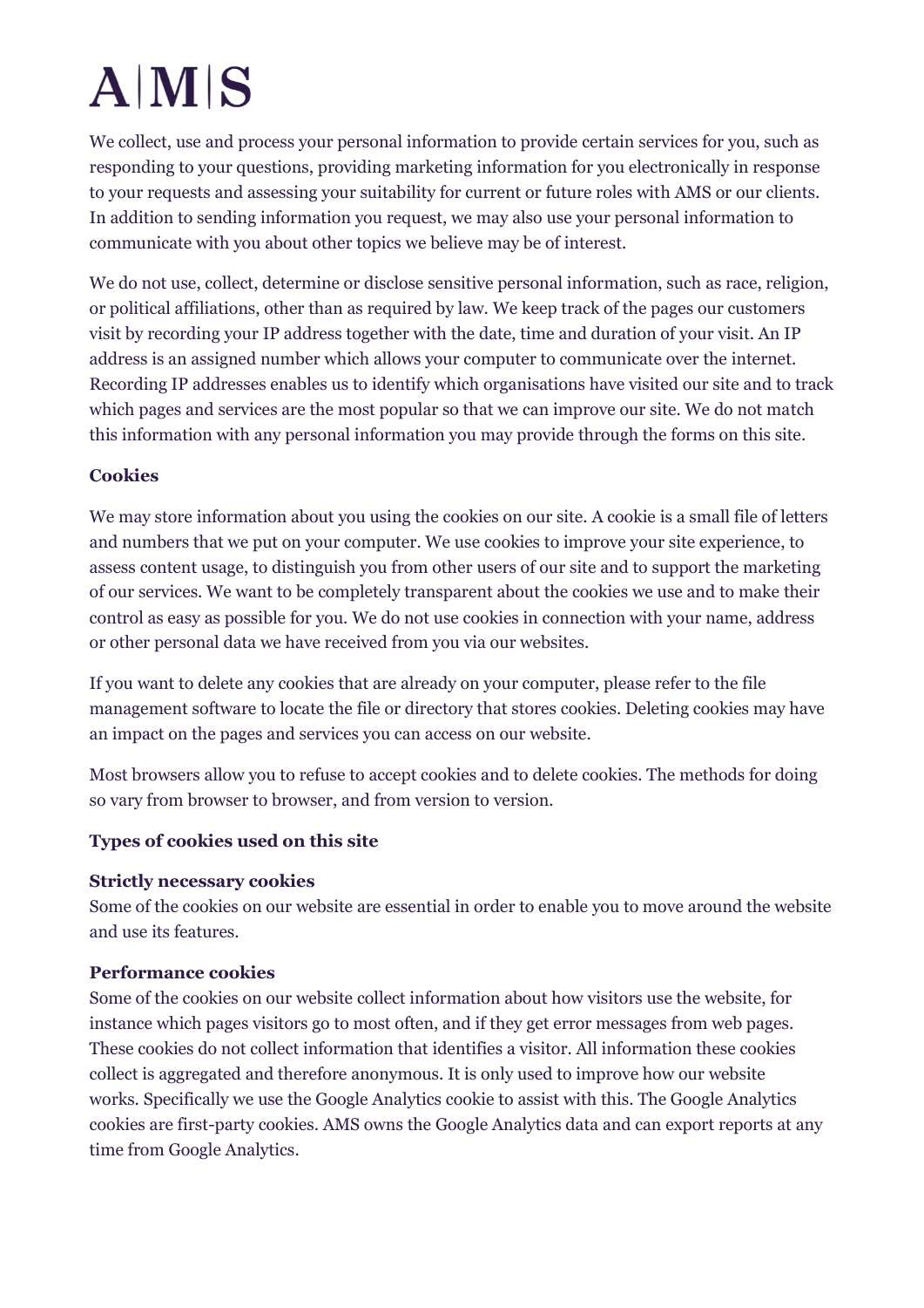We collect, use and process your personal information to provide certain services for you, such as responding to your questions, providing marketing information for you electronically in response to your requests and assessing your suitability for current or future roles with AMS or our clients. In addition to sending information you request, we may also use your personal information to communicate with you about other topics we believe may be of interest.

We do not use, collect, determine or disclose sensitive personal information, such as race, religion, or political affiliations, other than as required by law. We keep track of the pages our customers visit by recording your IP address together with the date, time and duration of your visit. An IP address is an assigned number which allows your computer to communicate over the internet. Recording IP addresses enables us to identify which organisations have visited our site and to track which pages and services are the most popular so that we can improve our site. We do not match this information with any personal information you may provide through the forms on this site.

**Cookies**

We may store information about you using the cookies on our site. A cookie is a small file of letters and numbers that we put on your computer. We use cookies to improve your site experience, to assess content usage, to distinguish you from other users of our site and to support the marketing of our services. We want to be completely transparent about the cookies we use and to make their control as easy as possible for you. We do not use cookies in connection with your name, address or other personal data we have received from you via our websites.

If you want to delete any cookies that are already on your computer, please refer to the file management software to locate the file or directory that stores cookies. Deleting cookies may have an impact on the pages and services you can access on our website.

Most browsers allow you to refuse to accept cookies and to delete cookies. The methods for doing so vary from browser to browser, and from version to version.

**Types of cookies used on this site**

**Strictly necessary cookies**
Some of the cookies on our website are essential in order to enable you to move around the website and use its features.

**Performance cookies**
Some of the cookies on our website collect information about how visitors use the website, for instance which pages visitors go to most often, and if they get error messages from web pages. These cookies do not collect information that identifies a visitor. All information these cookies collect is aggregated and therefore anonymous. It is only used to improve how our website works. Specifically we use the Google Analytics cookie to assist with this. The Google Analytics cookies are first-party cookies. AMS owns the Google Analytics data and can export reports at any time from Google Analytics.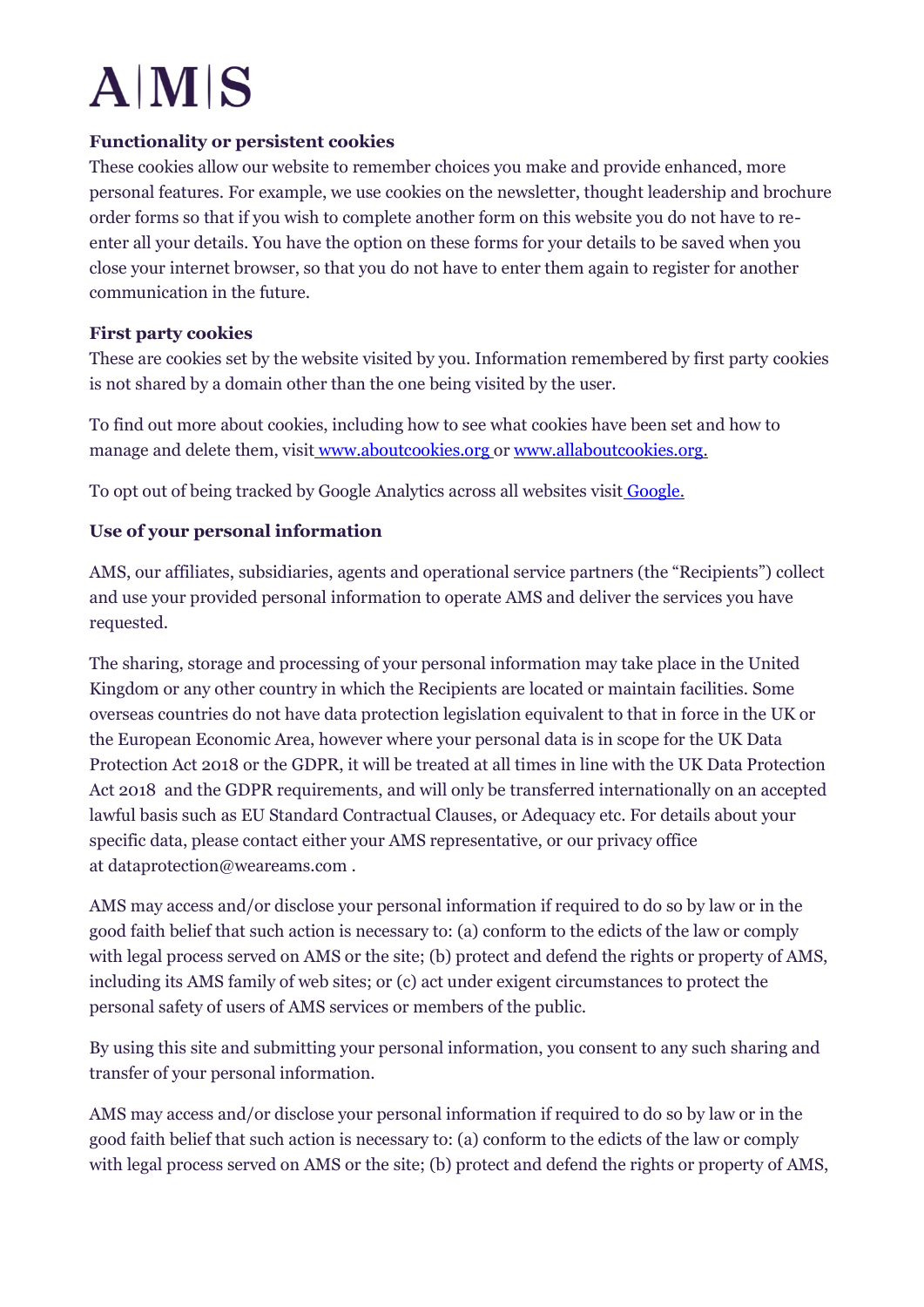**Functionality or persistent cookies**

These cookies allow our website to remember choices you make and provide enhanced, more personal features. For example, we use cookies on the newsletter, thought leadership and brochure order forms so that if you wish to complete another form on this website you do not have to re-enter all your details. You have the option on these forms for your details to be saved when you close your internet browser, so that you do not have to enter them again to register for another communication in the future.

**First party cookies**

These are cookies set by the website visited by you. Information remembered by first party cookies is not shared by a domain other than the one being visited by the user.

To find out more about cookies, including how to see what cookies have been set and how to manage and delete them, visit www.aboutcookies.org or www.allaboutcookies.org.

To opt out of being tracked by Google Analytics across all websites visit Google.

**Use of your personal information**

AMS, our affiliates, subsidiaries, agents and operational service partners (the "Recipients") collect and use your provided personal information to operate AMS and deliver the services you have requested.

The sharing, storage and processing of your personal information may take place in the United Kingdom or any other country in which the Recipients are located or maintain facilities. Some overseas countries do not have data protection legislation equivalent to that in force in the UK or the European Economic Area, however where your personal data is in scope for the UK Data Protection Act 2018 or the GDPR, it will be treated at all times in line with the UK Data Protection Act 2018 and the GDPR requirements, and will only be transferred internationally on an accepted lawful basis such as EU Standard Contractual Clauses, or Adequacy etc. For details about your specific data, please contact either your AMS representative, or our privacy office at dataprotection@weareams.com .

AMS may access and/or disclose your personal information if required to do so by law or in the good faith belief that such action is necessary to: (a) conform to the edicts of the law or comply with legal process served on AMS or the site; (b) protect and defend the rights or property of AMS, including its AMS family of web sites; or (c) act under exigent circumstances to protect the personal safety of users of AMS services or members of the public.

By using this site and submitting your personal information, you consent to any such sharing and transfer of your personal information.

AMS may access and/or disclose your personal information if required to do so by law or in the good faith belief that such action is necessary to: (a) conform to the edicts of the law or comply with legal process served on AMS or the site; (b) protect and defend the rights or property of AMS,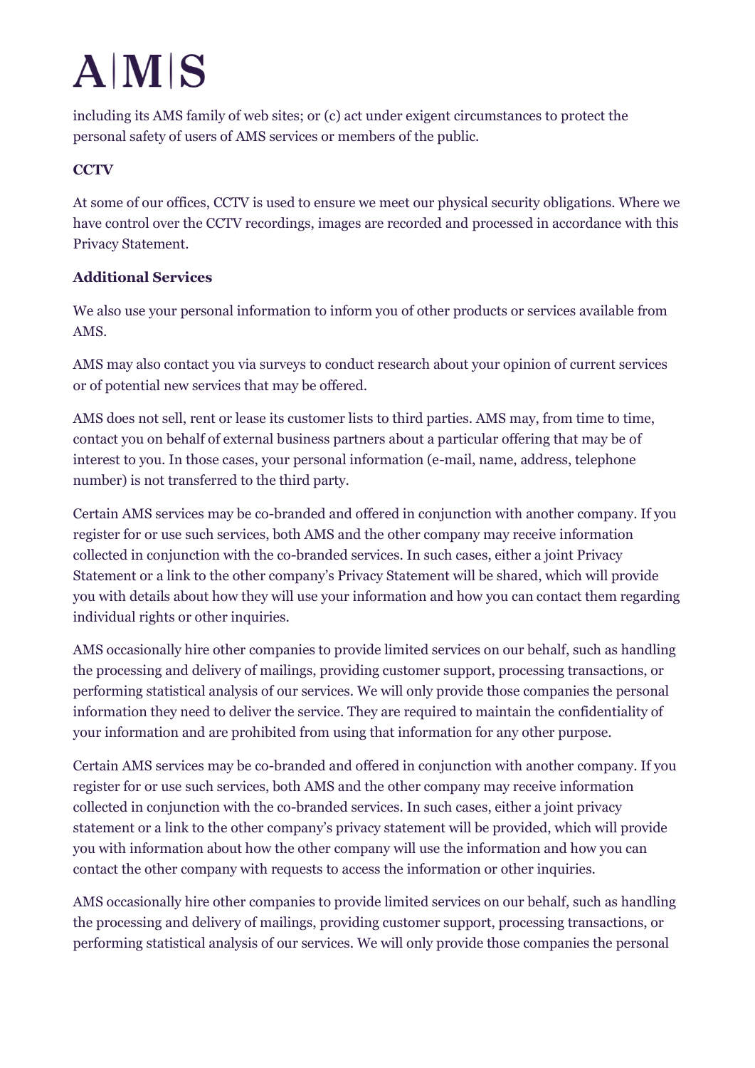including its AMS family of web sites; or (c) act under exigent circumstances to protect the personal safety of users of AMS services or members of the public.

**CCTV**

At some of our offices, CCTV is used to ensure we meet our physical security obligations. Where we have control over the CCTV recordings, images are recorded and processed in accordance with this Privacy Statement.

**Additional Services**

We also use your personal information to inform you of other products or services available from AMS.

AMS may also contact you via surveys to conduct research about your opinion of current services or of potential new services that may be offered.

AMS does not sell, rent or lease its customer lists to third parties. AMS may, from time to time, contact you on behalf of external business partners about a particular offering that may be of interest to you. In those cases, your personal information (e-mail, name, address, telephone number) is not transferred to the third party.

Certain AMS services may be co-branded and offered in conjunction with another company. If you register for or use such services, both AMS and the other company may receive information collected in conjunction with the co-branded services. In such cases, either a joint Privacy Statement or a link to the other company's Privacy Statement will be shared, which will provide you with details about how they will use your information and how you can contact them regarding individual rights or other inquiries.

AMS occasionally hire other companies to provide limited services on our behalf, such as handling the processing and delivery of mailings, providing customer support, processing transactions, or performing statistical analysis of our services. We will only provide those companies the personal information they need to deliver the service. They are required to maintain the confidentiality of your information and are prohibited from using that information for any other purpose.

Certain AMS services may be co-branded and offered in conjunction with another company. If you register for or use such services, both AMS and the other company may receive information collected in conjunction with the co-branded services. In such cases, either a joint privacy statement or a link to the other company's privacy statement will be provided, which will provide you with information about how the other company will use the information and how you can contact the other company with requests to access the information or other inquiries.

AMS occasionally hire other companies to provide limited services on our behalf, such as handling the processing and delivery of mailings, providing customer support, processing transactions, or performing statistical analysis of our services. We will only provide those companies the personal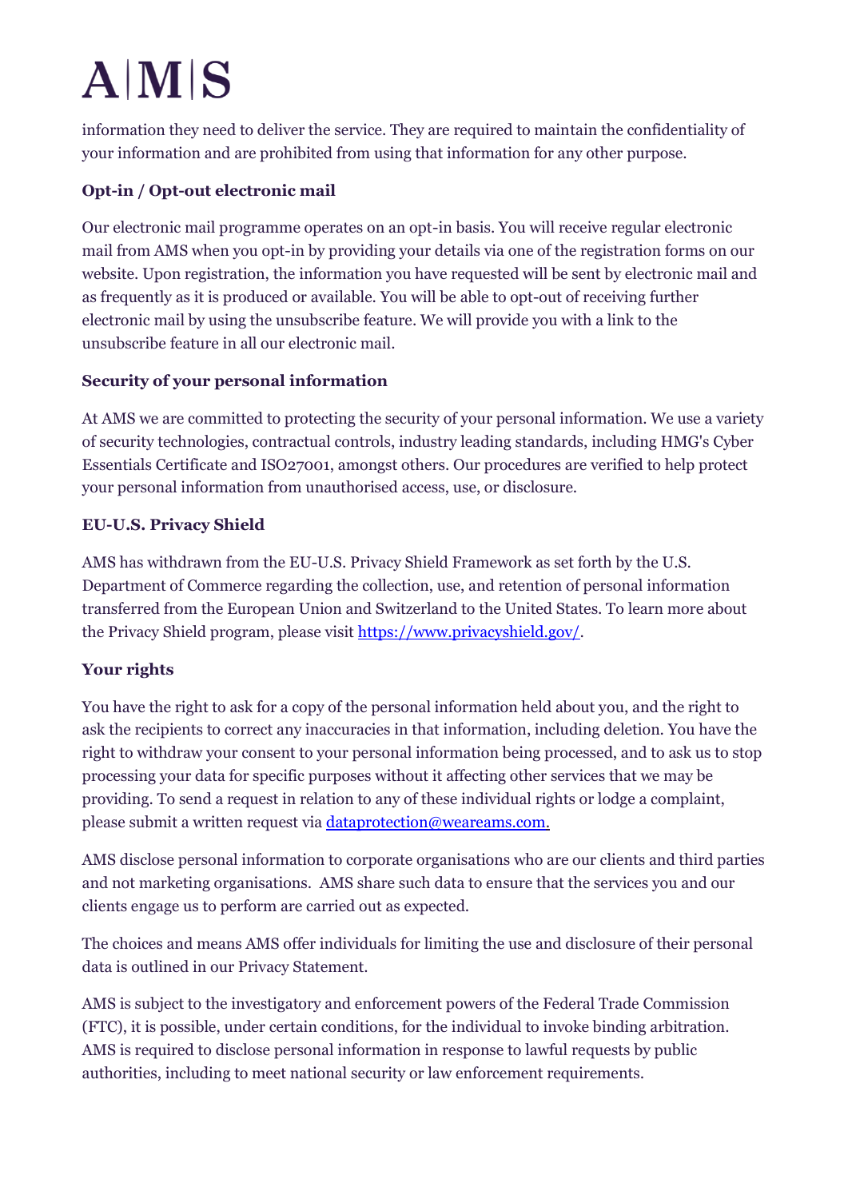information they need to deliver the service. They are required to maintain the confidentiality of your information and are prohibited from using that information for any other purpose.

### Opt-in / Opt-out electronic mail

Our electronic mail programme operates on an opt-in basis. You will receive regular electronic mail from AMS when you opt-in by providing your details via one of the registration forms on our website. Upon registration, the information you have requested will be sent by electronic mail and as frequently as it is produced or available. You will be able to opt-out of receiving further electronic mail by using the unsubscribe feature. We will provide you with a link to the unsubscribe feature in all our electronic mail.

### Security of your personal information

At AMS we are committed to protecting the security of your personal information. We use a variety of security technologies, contractual controls, industry leading standards, including HMG's Cyber Essentials Certificate and ISO27001, amongst others. Our procedures are verified to help protect your personal information from unauthorised access, use, or disclosure.

### EU-U.S. Privacy Shield

AMS has withdrawn from the EU-U.S. Privacy Shield Framework as set forth by the U.S. Department of Commerce regarding the collection, use, and retention of personal information transferred from the European Union and Switzerland to the United States. To learn more about the Privacy Shield program, please visit https://www.privacyshield.gov/.

### Your rights

You have the right to ask for a copy of the personal information held about you, and the right to ask the recipients to correct any inaccuracies in that information, including deletion. You have the right to withdraw your consent to your personal information being processed, and to ask us to stop processing your data for specific purposes without it affecting other services that we may be providing. To send a request in relation to any of these individual rights or lodge a complaint, please submit a written request via dataprotection@weareams.com.

AMS disclose personal information to corporate organisations who are our clients and third parties and not marketing organisations. AMS share such data to ensure that the services you and our clients engage us to perform are carried out as expected.

The choices and means AMS offer individuals for limiting the use and disclosure of their personal data is outlined in our Privacy Statement.

AMS is subject to the investigatory and enforcement powers of the Federal Trade Commission (FTC), it is possible, under certain conditions, for the individual to invoke binding arbitration. AMS is required to disclose personal information in response to lawful requests by public authorities, including to meet national security or law enforcement requirements.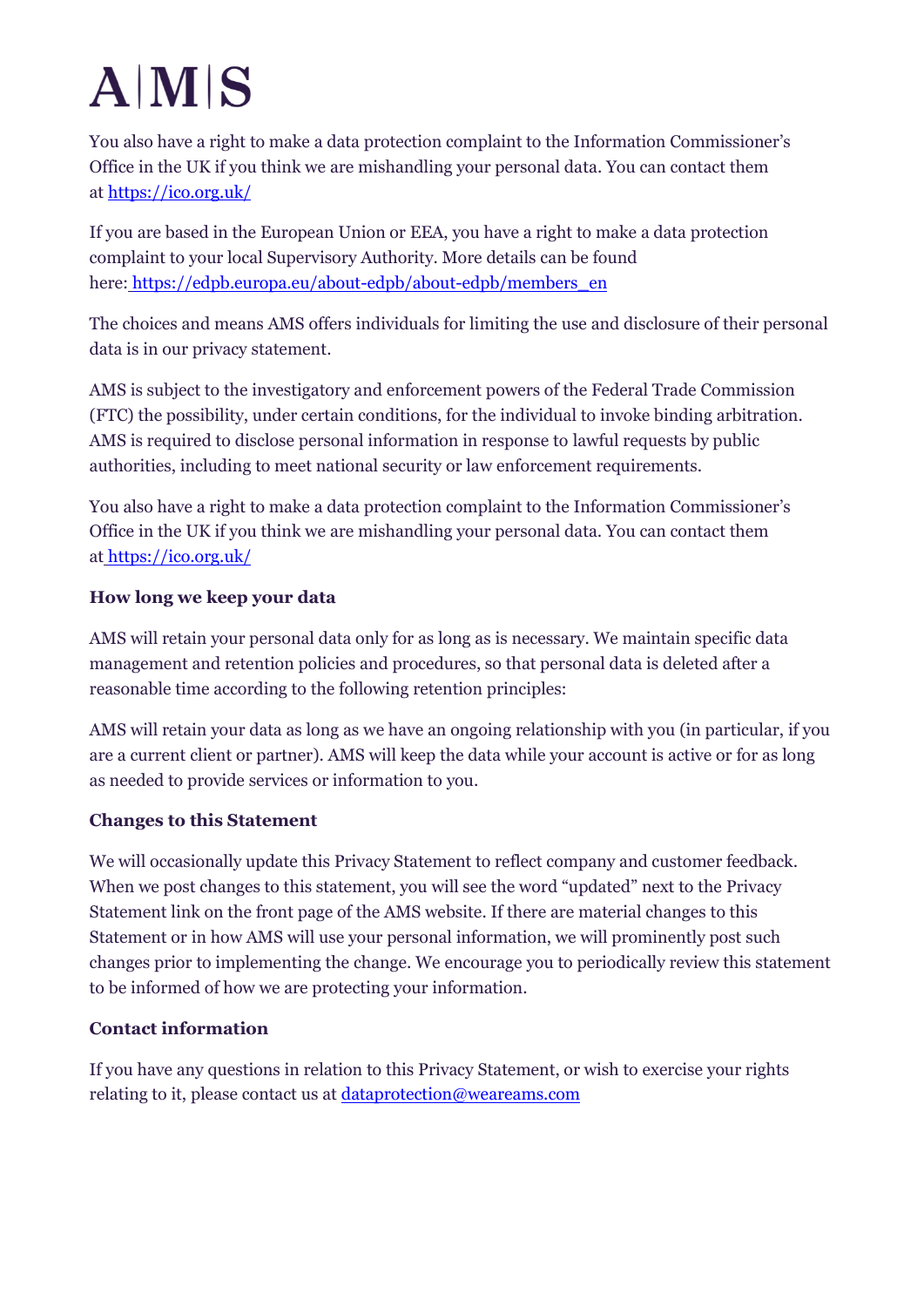You also have a right to make a data protection complaint to the Information Commissioner's Office in the UK if you think we are mishandling your personal data. You can contact them at https://ico.org.uk/

If you are based in the European Union or EEA, you have a right to make a data protection complaint to your local Supervisory Authority. More details can be found here: https://edpb.europa.eu/about-edpb/about-edpb/members_en

The choices and means AMS offers individuals for limiting the use and disclosure of their personal data is in our privacy statement.

AMS is subject to the investigatory and enforcement powers of the Federal Trade Commission (FTC) the possibility, under certain conditions, for the individual to invoke binding arbitration. AMS is required to disclose personal information in response to lawful requests by public authorities, including to meet national security or law enforcement requirements.

You also have a right to make a data protection complaint to the Information Commissioner's Office in the UK if you think we are mishandling your personal data. You can contact them at https://ico.org.uk/

**How long we keep your data**

AMS will retain your personal data only for as long as is necessary. We maintain specific data management and retention policies and procedures, so that personal data is deleted after a reasonable time according to the following retention principles:

AMS will retain your data as long as we have an ongoing relationship with you (in particular, if you are a current client or partner). AMS will keep the data while your account is active or for as long as needed to provide services or information to you.

**Changes to this Statement**

We will occasionally update this Privacy Statement to reflect company and customer feedback. When we post changes to this statement, you will see the word "updated" next to the Privacy Statement link on the front page of the AMS website. If there are material changes to this Statement or in how AMS will use your personal information, we will prominently post such changes prior to implementing the change. We encourage you to periodically review this statement to be informed of how we are protecting your information.

**Contact information**

If you have any questions in relation to this Privacy Statement, or wish to exercise your rights relating to it, please contact us at dataprotection@weareams.com